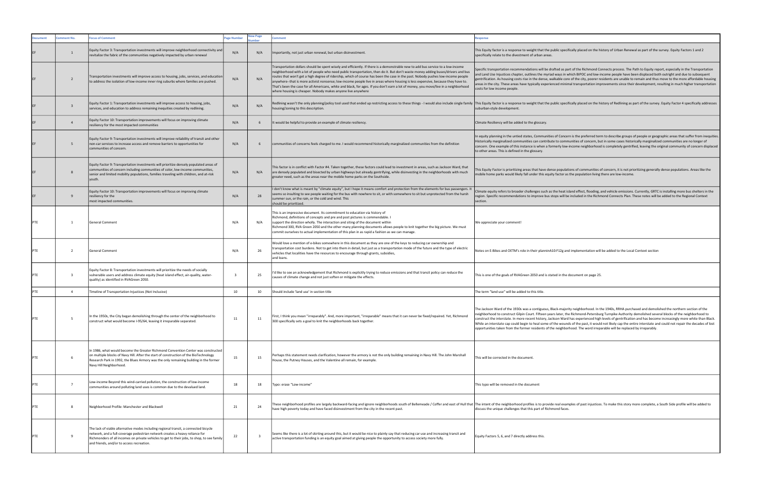| Document | Comment No. | Focus of Comment | Page Number | New Page Number | Comment | Response |
|---|---|---|---|---|---|---|
| EF | 1 | Equity Factor 3: Transportation investments will improve neighborhood connectivity and revitalize the fabric of the communities negatively impacted by urban renewal | N/A | N/A | Importantly, not just urban renewal, but urban disinvestment. | This Equity factor is a response to weight that the public specifically placed on the history of Urban Renewal as part of the survey. Equity Factors 1 and 2 specifically relate to the divestment of urban areas. |
| EF | 2 | Transportation investments will improve access to housing, jobs, services, and education to address the isolation of low-income inner ring suburbs where families are pushed. | N/A | N/A | Transportation dollars should be spent wisely and efficiently. If there is a demonstrable new to add bus service to a low-income neighborhood with a lot of people who need public transportation, then do it. But don't waste money adding buses/drivers and bus routes that won't get a high degree of ridership, which of course has been the case in the past. Nobody pushes low-income people anywhere--that is more activist nonsense; low-income people live in areas where housing is less expensive, because they have to. That's been the case for all Americans, white and black, for ages. If you don't earn a lot of money, you move/live in a neighborhood where housing is cheaper. Nobody makes anyone live anywhere | Specific transportation recommendations will be drafted as part of the Richmond Connects process. The Path to Equity report, especially in the Transportation and Land Use Injustices chapter, outlines the myriad ways in which BIPOC and low-income people have been displaced both outright and due to subsequent gentrification. As housing costs rise in the dense, walkable core of the city, poorer residents are unable to remain and thus move to the more affordable housing areas in the city. These areas have typically experienced minimal transportation improvements since their development, resulting in much higher transportation costs for low income people. |
| EF | 3 | Equity Factor 1: Transportation investments will improve access to housing, jobs, services, and education to address remaining inequities created by redlining. | N/A | N/A | Redlining wasn't the only planning/policy tool used that ended up restricting access to these things - I would also include single family housing/zoning to this description. | This Equity Factor is a response to weight that the public specifically placed on the history of Redlining as part of the survey. Equity Factor 4 specifically addresses suburban-style development. |
| EF | 4 | Equity Factor 10: Transportation improvements will focus on improving climate resiliency for the most impacted communities | N/A | 6 | It would be helpful to provide an example of climate resiliency. | Climate Resiliency will be added to the glossary. |
| EF | 5 | Equity Factor 9: Transportation investments will improve reliability of transit and other non-car services to increase access and remove barriers to opportunities for communities of concern. | N/A | 6 | communities of concerns feels charged to me. I would recommend historically marginalized communities from the definition | In equity planning in the untied states, Communities of Concern is the preferred term to describe groups of people or geographic areas that suffer from inequities. Historically marginalized communities can contribute to communities of concern, but in some cases historically marginalized communities are no longer of concern. One example of this instance is when a formerly low-income neighborhood is completely gentrified, leaving the original community of concern displaced to other areas. This is defined in the glossary. |
| EF | 8 | Equity Factor 9: Transportation investments will prioritize densely populated areas of communities of concern including communities of color, low-income communities, senior and limited mobility populations, families traveling with children, and at-risk youth. | N/A | N/A | This factor is in conflict with Factor #4. Taken together, these factors could lead to investment in areas, such as Jackson Ward, that are densely populated and bisected by urban highways but already gentrifying, while disinvesting in the neighborhoods with much greater need, such as the areas near the mobile home parks on the Southside. | This Equity Factor is prioritizing areas that have dense populations of communities of concern, it is not prioritizing generally dense populations. Areas like the mobile home parks would likely fall under this equity factor as the population living there are low-income. |
| EF | 9 | Equity Factor 10: Transportation improvements will focus on improving climate resiliency for the most impacted communities. | N/A | 28 | I don't know what is meant by "climate equity", but I hope it means comfort and protection from the elements for bus passengers. It seems so insulting to see people waiting for the bus with nowhere to sit, or with somewhere to sit but unprotected from the harsh summer sun, or the rain, or the cold and wind. This should be prioritized. | Climate equity refers to broader challenges such as the heat island effect, flooding, and vehicle emissions. Currently, GRTC is installing more bus shelters in the region. Specific recommendations to improve bus stops will be included in the Richmond Connects Plan. These notes will be added to the Regional Context section. |
| PTE | 1 | General Comment | N/A | N/A | This is an impressive document. Its commitment to education via history of Richmond, definitions of concepts and pre and post pictures is commendable. I support the direction wholly. The interaction and siting of the document within Richmond 300, RVA Green 2050 and the other many planning documents allows people to knit together the big picture. We must commit ourselves to actual implementation of this plan in as rapid a fashion as we can manage. | We appreciate your comment! |
| PTE | 2 | General Comment | N/A | 26 | Would love a mention of e-bikes somewhere in this document as they are one of the keys to reducing car ownership and transportation cost burdens. Not to get into them in detail, but just as a transportation mode of the future and the type of electric vehicles that localities have the resources to encourage through grants, subsidies, and loans. | Notes on E-Bikes and OETM's role in their planninA10:F12g and implementation will be added to the Local Context section |
| PTE | 3 | Equity Factor 8: Transportation investments will prioritize the needs of socially vulnerable users and address climate equity (heat island effect, air-quality, water-quality) as identified in RVAGreen 2050. | 3 | 25 | I'd like to see an acknowledgement that Richmond is explicitly trying to reduce emissions and that transit policy can reduce the causes of climate change and not just soften or mitigate the effects. | This is one of the goals of RVAGreen 2050 and is stated in the document on page 25. |
| PTE | 4 | Timeline of Transportation Injustices (Not Inclusive) | 10 | 10 | Should include 'land use' in section title | The term "land use" will be added to this title. |
| PTE | 5 | In the 1950s, the City began demolishing through the center of the neighborhood to construct what would become I-95/64, leaving it irreparable separated. | 11 | 11 | First, I think you mean "irreparably". And, more important, "irreparable" means that it can never be fixed/repaired. Yet, Richmond 300 specifically sets a goal to knit the neighborhoods back together. | The Jackson Ward of the 1930s was a contiguous, Black-majority neighborhood. In the 1940s, RRHA purchased and demolished the northern section of the neighborhood to construct Gilpin Court. Fifteen years later, the Richmond-Petersburg Turnpike Authority demolished several blocks of the neighborhood to construct the interstate. In more recent history, Jackson Ward has experienced high levels of gentrification and has become increasingly more white than Black. While an interstate cap could begin to heal some of the wounds of the past, it would not likely cap the entire interstate and could not repair the decades of lost opportunities taken from the former residents of the neighborhood. The word irreparable will be replaced by irreparably. |
| PTE | 6 | In 1986, what would become the Greater Richmond Convention Center was constructed on multiple blocks of Navy Hill. After the start of construction of the BioTechnology Research Park in 1992, the Blues Armory was the only remaining building in the former Navy Hill Neighborhood. | 15 | 15 | Perhaps this statement needs clarification, however the armory is not the only building remaining in Navy Hill. The John Marshall House, the Putney Houses, and the Valentine all remain, for example. | This will be corrected in the document. |
| PTE | 7 | Low-income Beyond this wind-carried pollution, the construction of low-income communities around polluting land uses is common due to the devalued land. | 18 | 18 | Typo: erase "Low-income" | This typo will be removed in the document |
| PTE | 8 | Neighborhood Profile: Manchester and Blackwell | 21 | 24 | These neighborhood profiles are largely backward-facing and ignore neighborhoods south of Bellemeade / Coffer and east of Hull that have high poverty today and have faced disinvestment from the city in the recent past. | The intent of the neighborhood profiles is to provide real examples of past injustices. To make this story more complete, a South Side profile will be added to discuss the unique challenges that this part of Richmond faces. |
| PTE | 9 | The lack of viable alternative modes including regional transit, a connected bicycle network, and a full-coverage pedestrian network creates a heavy reliance for Richmonders of all incomes on private vehicles to get to their jobs, to shop, to see family and friends, and/or to access recreation. | 22 | 3 | Seems like there is a lot of skirting around this, but it would be nice to plainly say that reducing car use and increasing transit and active transportation funding is an equity goal aimed at giving people the opportunity to access society more fully. | Equity Factors 5, 6, and 7 directly address this. |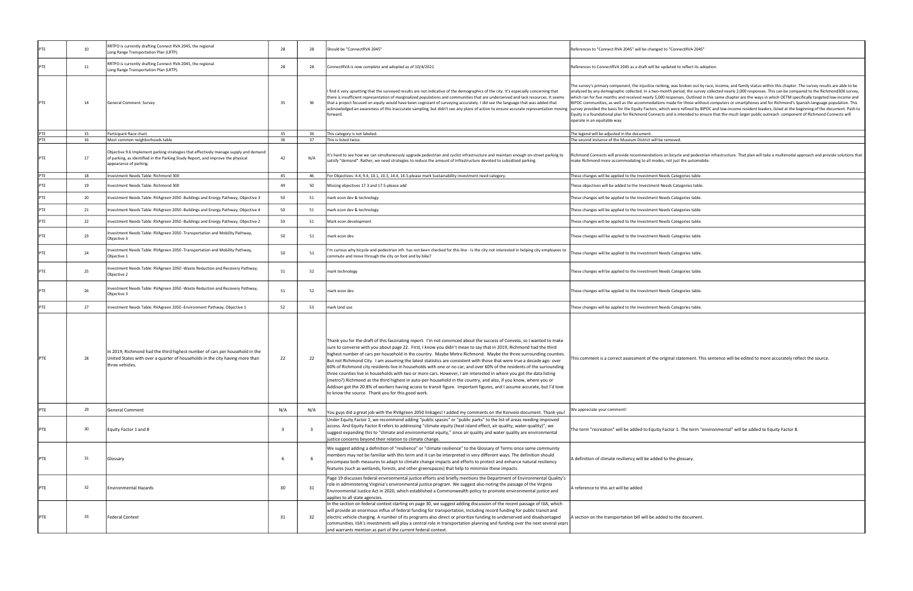| PTE | 10 | RRTPO is currently drafting Connect RVA 2045, the regional Long Range Transportation Plan (LRTP). | 28 | 28 | Should be "ConnectRVA 2045" | References to "Connect RVA 2045" will be changed to "ConnectRVA 2045" |
|---|---|---|---|---|---|---|
| PTE | 11 | RRTPO is currently drafting Connect RVA 2045, the regional Long Range Transportation Plan (LRTP). | 28 | 28 | ConnectRVA is now complete and adopted as of 10/4/2021 | References to ConnectRVA 2045 as a draft will be updated to reflect its adoption. |
| PTE | 14 | General Comment: Survey | 35 | 36 | I find it very upsetting that the surveyed results are not indicative of the demographics of the city. It's especially concerning that there is insufficient representation of marginalized populations and communities that are underserved and lack resources. It seems that a project focused on equity would have been cognizant of surveying accurately. I did see the language that was added that acknowledged an awareness of this inaccurate sampling, but didn't see any plans of action to ensure accurate representation moving forward. | The survey's primary component, the injustice ranking, was broken out by race, income, and family status within this chapter. The survey results are able to be analyzed by any demographic collected. In a two-month period, the survey collected nearly 2,000 responses. This can be compared to the Richmond300 survey, which ran for five months and received nearly 5,000 responses. Outlined in this same chapter are the ways in which OETM specifically targeted low-income and BIPOC communities, as well as the accommodations made for those without computers or smartphones and for Richmond's Spanish-language population. This survey provided the basis for the Equity Factors, which were refined by BIPOC and low-income resident leaders, listed at the beginning of the document. Path to Equity is a foundational plan for Richmond Connects and is intended to ensure that the much larger public outreach component of Richmond Connects will operate in an equitable way. |
| PTE | 15 | Participant Race chart | 35 | 36 | This category is not labeled. | The legend will be adjusted in the document. |
| PTE | 16 | Most common neighborhoods table | 36 | 37 | This is listed twice. | The second instance of the Museum District will be removed. |
| PTE | 17 | Objective 9.6 Implement parking strategies that effectively manage supply and demand of parking, as identified in the Parking Study Report, and improve the physical appearance of parking. | 42 | N/A | It's hard to see how we can simultaneously upgrade pedestrian and cyclist infrastructure and maintain enough on-street parking to satisfy "demand". Rather, we need strategies to reduce the amount of infrastructure devoted to subsidized parking. | Richmond Connects will provide recommendations on bicycle and pedestrian infrastructure. That plan will take a multimodal approach and provide solutions that make Richmond more accommodating to all modes, not just the automobile. |
| PTE | 18 | Investment Needs Table: Richmond 300 | 45 | 46 | For Objectives: 4.4, 9.4, 10.1, 10.3, 14.4, 14.5-please mark Sustainability investment need category. | These changes will be applied to the Investment Needs Categories table. |
| PTE | 19 | Investment Needs Table: Richmond 300 | 49 | 50 | Missing objectives 17.3 and 17.5-please add | These objectives will be added to the Investment Needs Categories table. |
| PTE | 20 | Investment Needs Table: RVAgreen 2050 -Buildings and Energy Pathway, Objective 3 | 50 | 51 | mark econ dev & technology | These changes will be applied to the Investment Needs Categories table. |
| PTE | 21 | Investment Needs Table: RVAgreen 2050 -Buildings and Energy Pathway, Objective 4 | 50 | 51 | mark econ dev & technology | These changes will be applied to the Investment Needs Categories table. |
| PTE | 22 | Investment Needs Table: RVAgreen 2050 -Buildings and Energy Pathway, Objective 2 | 50 | 51 | Mark econ development | These changes will be applied to the Investment Needs Categories table. |
| PTE | 23 | Investment Needs Table: RVAgreen 2050 -Transportation and Mobility Pathway, Objective 3 | 50 | 51 | mark econ dev | These changes will be applied to the Investment Needs Categories table. |
| PTE | 24 | Investment Needs Table: RVAgreen 2050 -Transportation and Mobility Pathway, Objective 1 | 50 | 51 | I'm curious why bicycle and pedestrian infr. has not been checked for this line - Is the city not interested in helping city employees to commute and move through the city on foot and by bike? | These changes will be applied to the Investment Needs Categories table. |
| PTE | 25 | Investment Needs Table: RVAgreen 2050 -Waste Reduction and Recovery Pathway, Objective 2 | 51 | 52 | mark technology | These changes will be applied to the Investment Needs Categories table. |
| PTE | 26 | Investment Needs Table: RVAgreen 2050 -Waste Reduction and Recovery Pathway, Objective 3 | 51 | 52 | mark econ dev | These changes will be applied to the Investment Needs Categories table. |
| PTE | 27 | Investment Needs Table: RVAgreen 2050 -Environment Pathway, Objective 1 | 52 | 53 | mark land use | These changes will be applied to the Investment Needs Categories table. |
| PTE | 28 | In 2019, Richmond had the third highest number of cars per household in the United States with over a quarter of households in the city having more than three vehicles. | 22 | 22 | Thank you for the draft of this fascinating report. I'm not convinced about the success of Conveio, so I wanted to make sure to converse with you about page 22. First, I know you didn't mean to say that in 2019, Richmond had the third highest number of cars per household in the country. Maybe Metro Richmond. Maybe the three surrounding counties. But not Richmond City. I am assuming the latest statistics are consistent with those that were true a decade ago: over 60% of Richmond city residents live in households with one or no car; and over 60% of the residents of the surrounding three counties live in households with two or more cars. However, I am interested in where you got the data listing (metro?) Richmond as the third highest in auto-per-household in the country, and also, if you know, where you or Addison got the 20.8% of workers having access to transit figure. Important figures, and I assume accurate, but I'd love to know the source. Thank you for this good work. | This comment is a correct assessment of the original statement. This sentence will be edited to more accurately reflect the source. |
| PTE | 29 | General Comment | N/A | N/A | You guys did a great job with the RVAgreen 2050 linkages! I added my comments on the Konveio document. Thank you! | We appreciate your comment! |
| PTE | 30 | Equity Factor 1 and 8 | 3 | 3 | Under Equity Factor 1, we recommend adding "public spaces" or "public parks" to the list of areas needing improved access. And Equity Factor 8 refers to addressing "climate equity (heat island effect, air-quality, water-quality)"; we suggest expanding this to "climate and environmental equity," since air quality and water quality are environmental justice concerns beyond their relation to climate change. | The term "recreation" will be added to Equity Factor 1. The term "environmental" will be added to Equity Factor 8. |
| PTE | 31 | Glossary | 6 | 6 | We suggest adding a definition of "resilience" or "climate resilience" to the Glossary of Terms since some community members may not be familiar with this term and it can be interpreted in very different ways. The definition should encompass both measures to adapt to climate change impacts and efforts to protect and enhance natural resiliency features (such as wetlands, forests, and other greenspaces) that help to minimize these impacts. | A definition of climate resiliency will be added to the glossary. |
| PTE | 32 | Environmental Hazards | 30 | 31 | Page 19 discusses federal environmental justice efforts and briefly mentions the Department of Environmental Quality's role in administering Virginia's environmental justice program. We suggest also noting the passage of the Virginia Environmental Justice Act in 2020, which established a Commonwealth policy to promote environmental justice and applies to all state agencies. | A reference to this act will be added |
| PTE | 33 | Federal Context | 31 | 32 | In the section on federal context starting on page 30, we suggest adding discussion of the recent passage of IIJA, which will provide an enormous influx of federal funding for transportation, including record funding for public transit and electric vehicle charging. A number of its programs also direct or prioritize funding to underserved and disadvantaged communities. IIJA's investments will play a central role in transportation planning and funding over the next several years and warrants mention as part of the current federal context. | A section on the transportation bill will be added to the document. |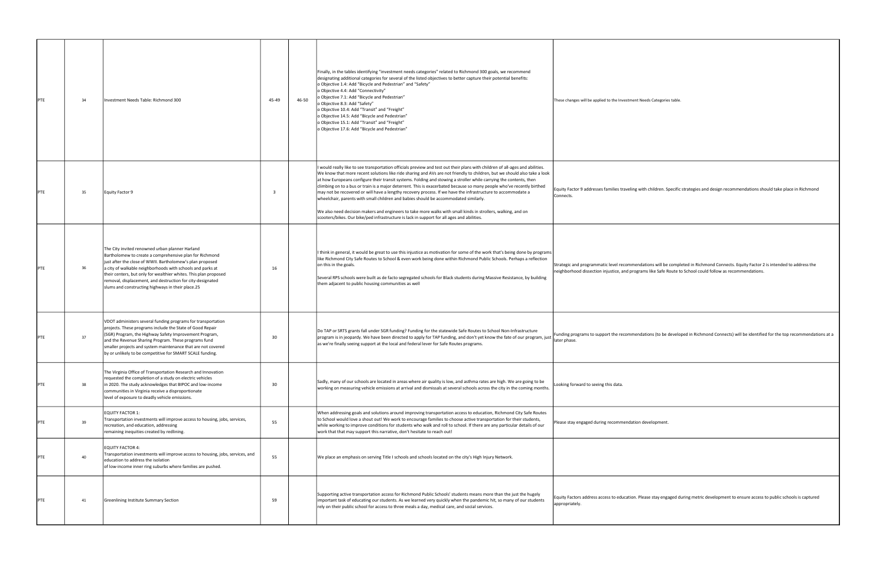| | | | | | | |
|---|---|---|---|---|---|---|
| PTE | 34 | Investment Needs Table: Richmond 300 | 45-49 | 46-50 | Finally, in the tables identifying "investment needs categories" related to Richmond 300 goals, we recommend designating additional categories for several of the listed objectives to better capture their potential benefits:<br>o Objective 1.4: Add "Bicycle and Pedestrian" and "Safety"<br>o Objective 4.4: Add "Connectivity"<br>o Objective 7.1: Add "Bicycle and Pedestrian"<br>o Objective 8.3: Add "Safety"<br>o Objective 10.4: Add "Transit" and "Freight"<br>o Objective 14.5: Add "Bicycle and Pedestrian"<br>o Objective 15.1: Add "Transit" and "Freight"<br>o Objective 17.6: Add "Bicycle and Pedestrian" | These changes will be applied to the Investment Needs Categories table. |
| PTE | 35 | Equity Factor 9 | 3 | | I would really like to see transportation officials preview and test out their plans with children of all-ages and abilities. We know that more recent solutions like ride sharing and AVs are not friendly to children, but we should also take a look at how Europeans configure their transit systems. Folding and stowing a stroller while carrying the contents, then climbing on to a bus or train is a major deterrent. This is exacerbated because so many people who've recently birthed may not be recovered or will have a lengthy recovery process. If we have the infrastructure to accommodate a wheelchair, parents with small children and babies should be accommodated similarly.<br><br>We also need decision makers and engineers to take more walks with small kinds in strollers, walking, and on scooters/bikes. Our bike/ped infrastructure is lack in support for all ages and abilities. | Equity Factor 9 addresses families traveling with children. Specific strategies and design recommendations should take place in Richmond Connects. |
| PTE | 36 | The City invited renowned urban planner Harland Bartholomew to create a comprehensive plan for Richmond just after the close of WWII. Bartholomew's plan proposed a city of walkable neighborhoods with schools and parks at their centers, but only for wealthier whites. This plan proposed removal, displacement, and destruction for city-designated slums and constructing highways in their place.25 | 16 | | I think in general, it would be great to use this injustice as motivation for some of the work that's being done by programs like Richmond City Safe Routes to School & even work being done within Richmond Public Schools. Perhaps a reflection on this in the goals.<br><br>Several RPS schools were built as de facto segregated schools for Black students during Massive Resistance, by building them adjacent to public housing communities as well | Strategic and programmatic level recommendations will be completed in Richmond Connects. Equity Factor 2 is intended to address the neighborhood dissection injustice, and programs like Safe Route to School could follow as recommendations. |
| PTE | 37 | VDOT administers several funding programs for transportation projects. These programs include the State of Good Repair (SGR) Program, the Highway Safety Improvement Program, and the Revenue Sharing Program. These programs fund smaller projects and system maintenance that are not covered by or unlikely to be competitive for SMART SCALE funding. | 30 | | Do TAP or SRTS grants fall under SGR funding? Funding for the statewide Safe Routes to School Non-Infrastructure program is in jeopardy. We have been directed to apply for TAP funding, and don't yet know the fate of our program, just as we're finally seeing support at the local and federal lever for Safe Routes programs. | Funding programs to support the recommendations (to be developed in Richmond Connects) will be identified for the top recommendations at a later phase. |
| PTE | 38 | The Virginia Office of Transportation Research and Innovation requested the completion of a study on electric vehicles in 2020. The study acknowledges that BIPOC and low-income communities in Virginia receive a disproportionate level of exposure to deadly vehicle emissions. | 30 | | Sadly, many of our schools are located in areas where air quality is low, and asthma rates are high. We are going to be working on measuring vehicle emissions at arrival and dismissals at several schools across the city in the coming months. | Looking forward to seeing this data. |
| PTE | 39 | EQUITY FACTOR 1:<br>Transportation investments will improve access to housing, jobs, services, recreation, and education, addressing remaining inequities created by redlining. | 55 | | When addressing goals and solutions around improving transportation access to education, Richmond City Safe Routes to School would love a shout out! We work to encourage families to choose active transportation for their students, while working to improve conditions for students who walk and roll to school. If there are any particular details of our work that that may support this narrative, don't hesitate to reach out! | Please stay engaged during recommendation development. |
| PTE | 40 | EQUITY FACTOR 4:<br>Transportation investments will improve access to housing, jobs, services, and education to address the isolation of low-income inner ring suburbs where families are pushed. | 55 | | We place an emphasis on serving Title I schools and schools located on the city's High Injury Network. | |
| PTE | 41 | Greenlining Institute Summary Section | 59 | | Supporting active transportation access for Richmond Public Schools' students means more than the just the hugely important task of educating our students. As we learned very quickly when the pandemic hit, so many of our students rely on their public school for access to three meals a day, medical care, and social services. | Equity Factors address access to education. Please stay engaged during metric development to ensure access to public schools is captured appropriately. |